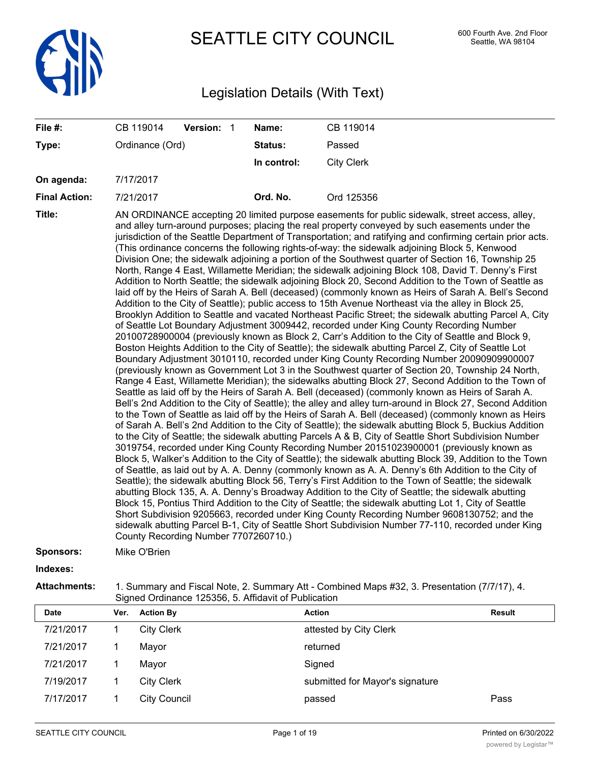# SEATTLE CITY COUNCIL

600 Fourth Ave. 2nd Floor
Seattle, WA 98104

## Legislation Details (With Text)

| | | | |
|---|---|---|---|
| **File #:** | CB 119014 **Version:** 1 | **Name:** | CB 119014 |
| **Type:** | Ordinance (Ord) | **Status:** | Passed |
| | | **In control:** | City Clerk |
| **On agenda:** | 7/17/2017 | | |
| **Final Action:** | 7/21/2017 | **Ord. No.** | Ord 125356 |

**Title:** AN ORDINANCE accepting 20 limited purpose easements for public sidewalk, street access, alley, and alley turn-around purposes; placing the real property conveyed by such easements under the jurisdiction of the Seattle Department of Transportation; and ratifying and confirming certain prior acts. (This ordinance concerns the following rights-of-way: the sidewalk adjoining Block 5, Kenwood Division One; the sidewalk adjoining a portion of the Southwest quarter of Section 16, Township 25 North, Range 4 East, Willamette Meridian; the sidewalk adjoining Block 108, David T. Denny's First Addition to North Seattle; the sidewalk adjoining Block 20, Second Addition to the Town of Seattle as laid off by the Heirs of Sarah A. Bell (deceased) (commonly known as Heirs of Sarah A. Bell's Second Addition to the City of Seattle); public access to 15th Avenue Northeast via the alley in Block 25, Brooklyn Addition to Seattle and vacated Northeast Pacific Street; the sidewalk abutting Parcel A, City of Seattle Lot Boundary Adjustment 3009442, recorded under King County Recording Number 20100728900004 (previously known as Block 2, Carr's Addition to the City of Seattle and Block 9, Boston Heights Addition to the City of Seattle); the sidewalk abutting Parcel Z, City of Seattle Lot Boundary Adjustment 3010110, recorded under King County Recording Number 20090909900007 (previously known as Government Lot 3 in the Southwest quarter of Section 20, Township 24 North, Range 4 East, Willamette Meridian); the sidewalks abutting Block 27, Second Addition to the Town of Seattle as laid off by the Heirs of Sarah A. Bell (deceased) (commonly known as Heirs of Sarah A. Bell's 2nd Addition to the City of Seattle); the alley and alley turn-around in Block 27, Second Addition to the Town of Seattle as laid off by the Heirs of Sarah A. Bell (deceased) (commonly known as Heirs of Sarah A. Bell's 2nd Addition to the City of Seattle); the sidewalk abutting Block 5, Buckius Addition to the City of Seattle; the sidewalk abutting Parcels A & B, City of Seattle Short Subdivision Number 3019754, recorded under King County Recording Number 20151023900001 (previously known as Block 5, Walker's Addition to the City of Seattle); the sidewalk abutting Block 39, Addition to the Town of Seattle, as laid out by A. A. Denny (commonly known as A. A. Denny's 6th Addition to the City of Seattle); the sidewalk abutting Block 56, Terry's First Addition to the Town of Seattle; the sidewalk abutting Block 135, A. A. Denny's Broadway Addition to the City of Seattle; the sidewalk abutting Block 15, Pontius Third Addition to the City of Seattle; the sidewalk abutting Lot 1, City of Seattle Short Subdivision 9205663, recorded under King County Recording Number 9608130752; and the sidewalk abutting Parcel B-1, City of Seattle Short Subdivision Number 77-110, recorded under King County Recording Number 7707260710.)

**Sponsors:** Mike O'Brien

**Indexes:**

**Attachments:** 1. Summary and Fiscal Note, 2. Summary Att - Combined Maps #32, 3. Presentation (7/7/17), 4. Signed Ordinance 125356, 5. Affidavit of Publication

| Date | Ver. | Action By | Action | Result |
|---|---|---|---|---|
| 7/21/2017 | 1 | City Clerk | attested by City Clerk | |
| 7/21/2017 | 1 | Mayor | returned | |
| 7/21/2017 | 1 | Mayor | Signed | |
| 7/19/2017 | 1 | City Clerk | submitted for Mayor's signature | |
| 7/17/2017 | 1 | City Council | passed | Pass |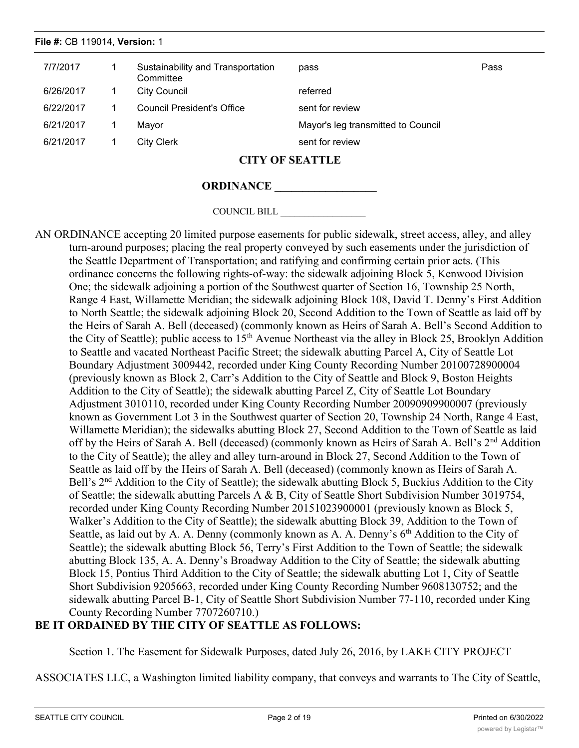| 7/7/2017 | 1 | Sustainability and Transportation Committee | pass | Pass |
|---|---|---|---|---|
| 6/26/2017 | 1 | City Council | referred | |
| 6/22/2017 | 1 | Council President's Office | sent for review | |
| 6/21/2017 | 1 | Mayor | Mayor's leg transmitted to Council | |
| 6/21/2017 | 1 | City Clerk | sent for review | |

**CITY OF SEATTLE**

**ORDINANCE __________________**

COUNCIL BILL __________________

AN ORDINANCE accepting 20 limited purpose easements for public sidewalk, street access, alley, and alley turn-around purposes; placing the real property conveyed by such easements under the jurisdiction of the Seattle Department of Transportation; and ratifying and confirming certain prior acts. (This ordinance concerns the following rights-of-way: the sidewalk adjoining Block 5, Kenwood Division One; the sidewalk adjoining a portion of the Southwest quarter of Section 16, Township 25 North, Range 4 East, Willamette Meridian; the sidewalk adjoining Block 108, David T. Denny's First Addition to North Seattle; the sidewalk adjoining Block 20, Second Addition to the Town of Seattle as laid off by the Heirs of Sarah A. Bell (deceased) (commonly known as Heirs of Sarah A. Bell's Second Addition to the City of Seattle); public access to 15th Avenue Northeast via the alley in Block 25, Brooklyn Addition to Seattle and vacated Northeast Pacific Street; the sidewalk abutting Parcel A, City of Seattle Lot Boundary Adjustment 3009442, recorded under King County Recording Number 20100728900004 (previously known as Block 2, Carr's Addition to the City of Seattle and Block 9, Boston Heights Addition to the City of Seattle); the sidewalk abutting Parcel Z, City of Seattle Lot Boundary Adjustment 3010110, recorded under King County Recording Number 20090909900007 (previously known as Government Lot 3 in the Southwest quarter of Section 20, Township 24 North, Range 4 East, Willamette Meridian); the sidewalks abutting Block 27, Second Addition to the Town of Seattle as laid off by the Heirs of Sarah A. Bell (deceased) (commonly known as Heirs of Sarah A. Bell's 2nd Addition to the City of Seattle); the alley and alley turn-around in Block 27, Second Addition to the Town of Seattle as laid off by the Heirs of Sarah A. Bell (deceased) (commonly known as Heirs of Sarah A. Bell's 2nd Addition to the City of Seattle); the sidewalk abutting Block 5, Buckius Addition to the City of Seattle; the sidewalk abutting Parcels A & B, City of Seattle Short Subdivision Number 3019754, recorded under King County Recording Number 20151023900001 (previously known as Block 5, Walker's Addition to the City of Seattle); the sidewalk abutting Block 39, Addition to the Town of Seattle, as laid out by A. A. Denny (commonly known as A. A. Denny's 6th Addition to the City of Seattle); the sidewalk abutting Block 56, Terry's First Addition to the Town of Seattle; the sidewalk abutting Block 135, A. A. Denny's Broadway Addition to the City of Seattle; the sidewalk abutting Block 15, Pontius Third Addition to the City of Seattle; the sidewalk abutting Lot 1, City of Seattle Short Subdivision 9205663, recorded under King County Recording Number 9608130752; and the sidewalk abutting Parcel B-1, City of Seattle Short Subdivision Number 77-110, recorded under King County Recording Number 7707260710.)

**BE IT ORDAINED BY THE CITY OF SEATTLE AS FOLLOWS:**

Section 1. The Easement for Sidewalk Purposes, dated July 26, 2016, by LAKE CITY PROJECT ASSOCIATES LLC, a Washington limited liability company, that conveys and warrants to The City of Seattle,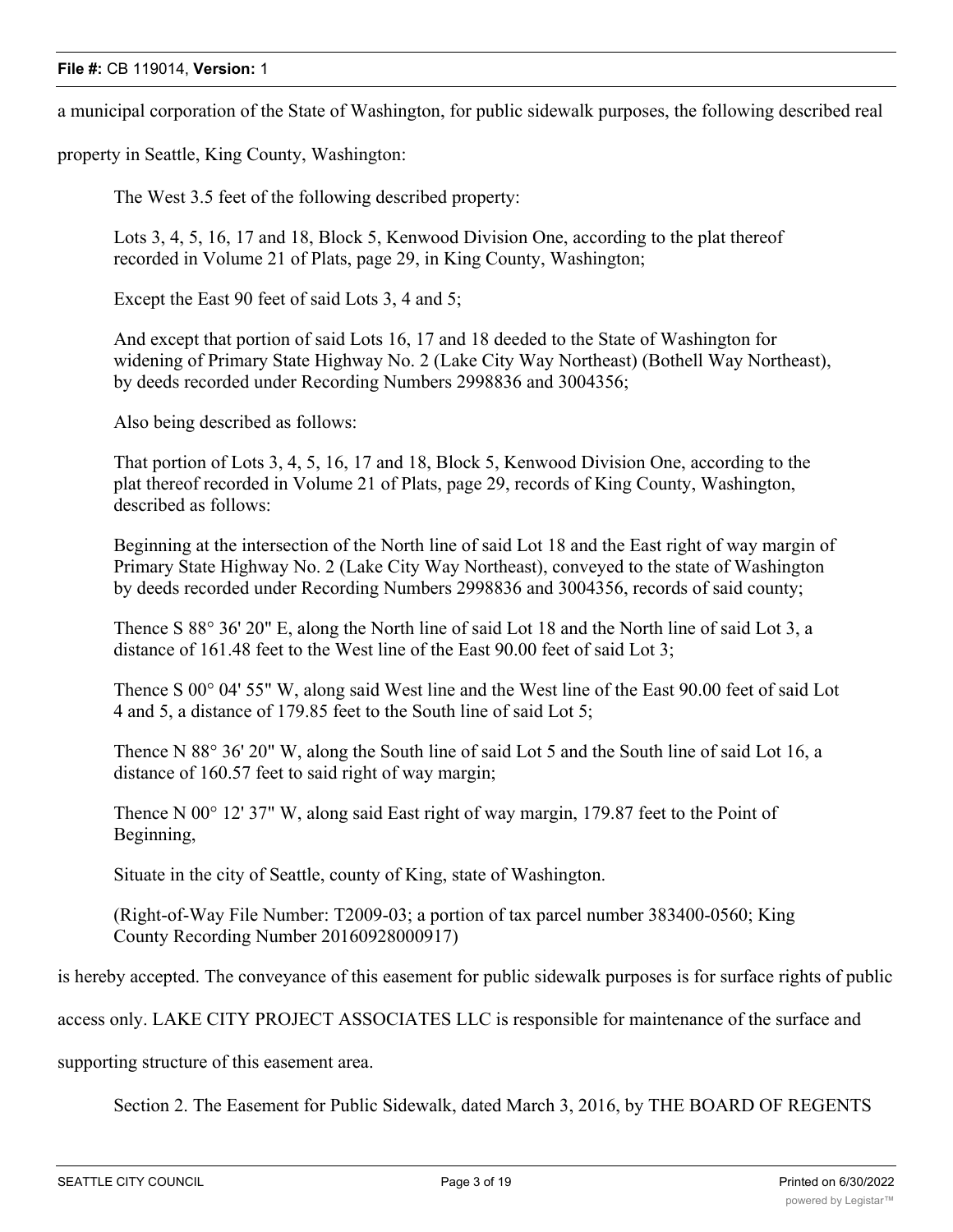a municipal corporation of the State of Washington, for public sidewalk purposes, the following described real property in Seattle, King County, Washington:

The West 3.5 feet of the following described property:

Lots 3, 4, 5, 16, 17 and 18, Block 5, Kenwood Division One, according to the plat thereof recorded in Volume 21 of Plats, page 29, in King County, Washington;

Except the East 90 feet of said Lots 3, 4 and 5;

And except that portion of said Lots 16, 17 and 18 deeded to the State of Washington for widening of Primary State Highway No. 2 (Lake City Way Northeast) (Bothell Way Northeast), by deeds recorded under Recording Numbers 2998836 and 3004356;

Also being described as follows:

That portion of Lots 3, 4, 5, 16, 17 and 18, Block 5, Kenwood Division One, according to the plat thereof recorded in Volume 21 of Plats, page 29, records of King County, Washington, described as follows:

Beginning at the intersection of the North line of said Lot 18 and the East right of way margin of Primary State Highway No. 2 (Lake City Way Northeast), conveyed to the state of Washington by deeds recorded under Recording Numbers 2998836 and 3004356, records of said county;

Thence S 88° 36' 20" E, along the North line of said Lot 18 and the North line of said Lot 3, a distance of 161.48 feet to the West line of the East 90.00 feet of said Lot 3;

Thence S 00° 04' 55" W, along said West line and the West line of the East 90.00 feet of said Lot 4 and 5, a distance of 179.85 feet to the South line of said Lot 5;

Thence N 88° 36' 20" W, along the South line of said Lot 5 and the South line of said Lot 16, a distance of 160.57 feet to said right of way margin;

Thence N 00° 12' 37" W, along said East right of way margin, 179.87 feet to the Point of Beginning,

Situate in the city of Seattle, county of King, state of Washington.

(Right-of-Way File Number: T2009-03; a portion of tax parcel number 383400-0560; King County Recording Number 20160928000917)

is hereby accepted. The conveyance of this easement for public sidewalk purposes is for surface rights of public access only. LAKE CITY PROJECT ASSOCIATES LLC is responsible for maintenance of the surface and supporting structure of this easement area.

Section 2. The Easement for Public Sidewalk, dated March 3, 2016, by THE BOARD OF REGENTS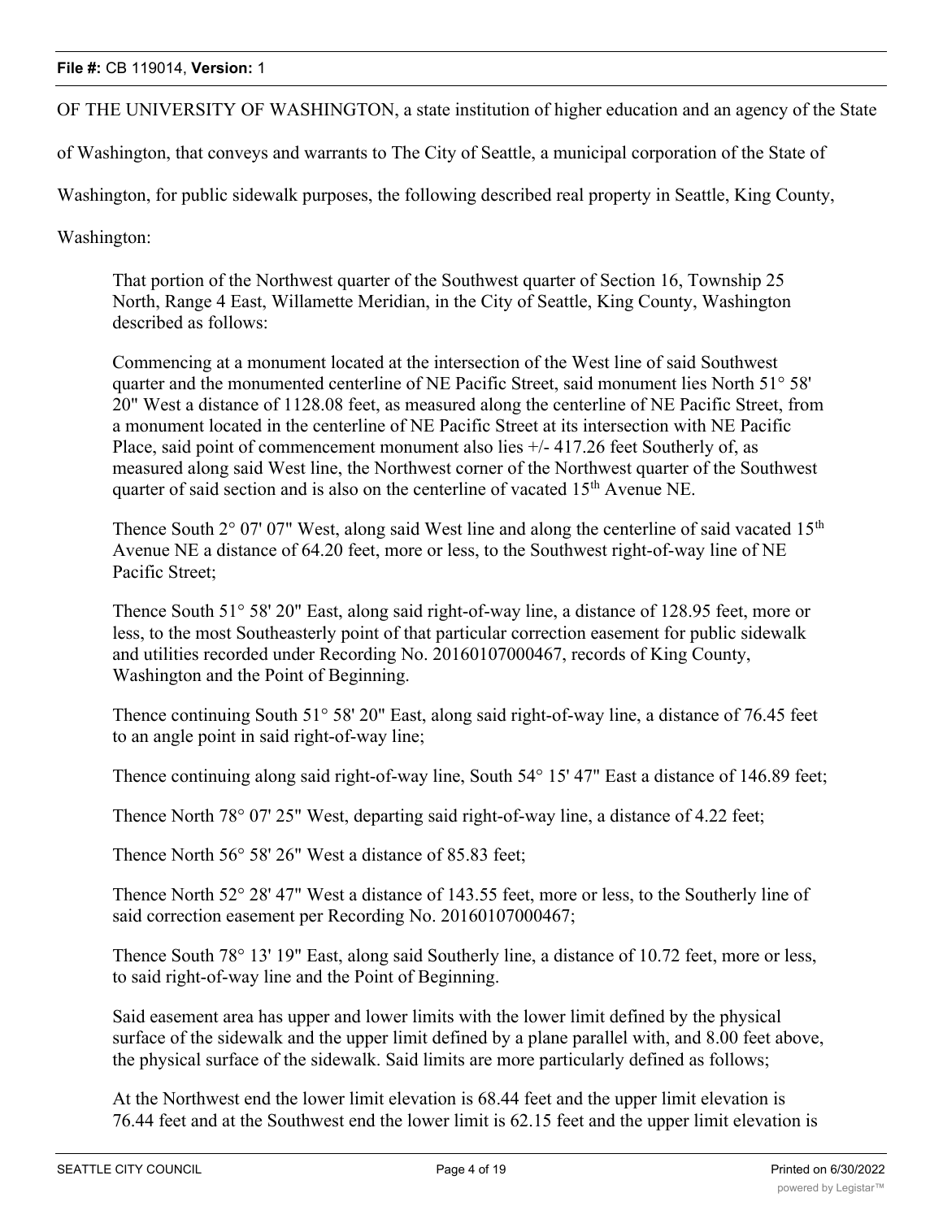OF THE UNIVERSITY OF WASHINGTON, a state institution of higher education and an agency of the State of Washington, that conveys and warrants to The City of Seattle, a municipal corporation of the State of Washington, for public sidewalk purposes, the following described real property in Seattle, King County, Washington:

> That portion of the Northwest quarter of the Southwest quarter of Section 16, Township 25 North, Range 4 East, Willamette Meridian, in the City of Seattle, King County, Washington described as follows:
>
> Commencing at a monument located at the intersection of the West line of said Southwest quarter and the monumented centerline of NE Pacific Street, said monument lies North 51° 58' 20" West a distance of 1128.08 feet, as measured along the centerline of NE Pacific Street, from a monument located in the centerline of NE Pacific Street at its intersection with NE Pacific Place, said point of commencement monument also lies +/- 417.26 feet Southerly of, as measured along said West line, the Northwest corner of the Northwest quarter of the Southwest quarter of said section and is also on the centerline of vacated 15th Avenue NE.
>
> Thence South 2° 07' 07" West, along said West line and along the centerline of said vacated 15th Avenue NE a distance of 64.20 feet, more or less, to the Southwest right-of-way line of NE Pacific Street;
>
> Thence South 51° 58' 20" East, along said right-of-way line, a distance of 128.95 feet, more or less, to the most Southeasterly point of that particular correction easement for public sidewalk and utilities recorded under Recording No. 20160107000467, records of King County, Washington and the Point of Beginning.
>
> Thence continuing South 51° 58' 20" East, along said right-of-way line, a distance of 76.45 feet to an angle point in said right-of-way line;
>
> Thence continuing along said right-of-way line, South 54° 15' 47" East a distance of 146.89 feet;
>
> Thence North 78° 07' 25" West, departing said right-of-way line, a distance of 4.22 feet;
>
> Thence North 56° 58' 26" West a distance of 85.83 feet;
>
> Thence North 52° 28' 47" West a distance of 143.55 feet, more or less, to the Southerly line of said correction easement per Recording No. 20160107000467;
>
> Thence South 78° 13' 19" East, along said Southerly line, a distance of 10.72 feet, more or less, to said right-of-way line and the Point of Beginning.
>
> Said easement area has upper and lower limits with the lower limit defined by the physical surface of the sidewalk and the upper limit defined by a plane parallel with, and 8.00 feet above, the physical surface of the sidewalk. Said limits are more particularly defined as follows;
>
> At the Northwest end the lower limit elevation is 68.44 feet and the upper limit elevation is 76.44 feet and at the Southwest end the lower limit is 62.15 feet and the upper limit elevation is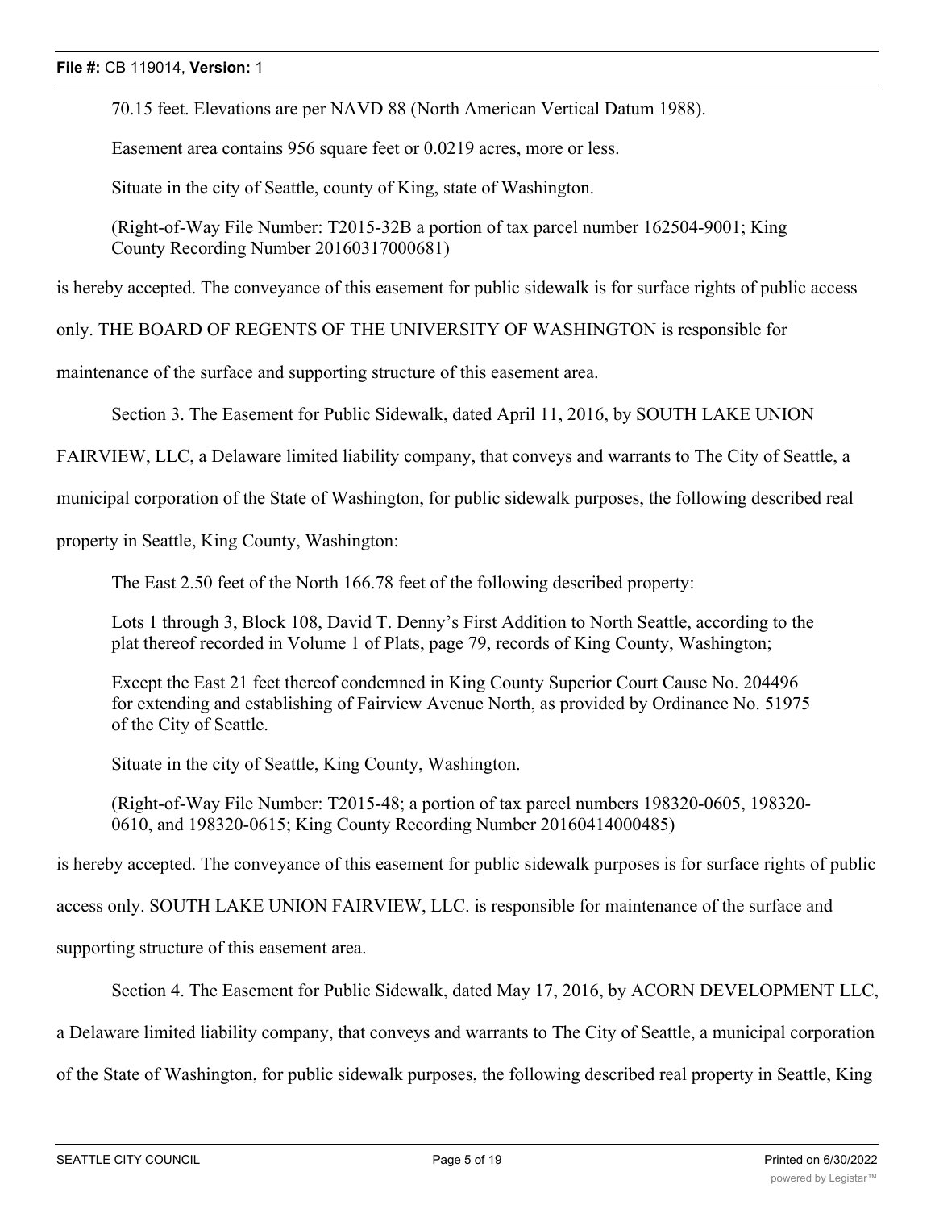70.15 feet. Elevations are per NAVD 88 (North American Vertical Datum 1988).

Easement area contains 956 square feet or 0.0219 acres, more or less.

Situate in the city of Seattle, county of King, state of Washington.

(Right-of-Way File Number: T2015-32B a portion of tax parcel number 162504-9001; King County Recording Number 20160317000681)

is hereby accepted. The conveyance of this easement for public sidewalk is for surface rights of public access only. THE BOARD OF REGENTS OF THE UNIVERSITY OF WASHINGTON is responsible for maintenance of the surface and supporting structure of this easement area.

Section 3. The Easement for Public Sidewalk, dated April 11, 2016, by SOUTH LAKE UNION FAIRVIEW, LLC, a Delaware limited liability company, that conveys and warrants to The City of Seattle, a municipal corporation of the State of Washington, for public sidewalk purposes, the following described real property in Seattle, King County, Washington:

The East 2.50 feet of the North 166.78 feet of the following described property:

Lots 1 through 3, Block 108, David T. Denny's First Addition to North Seattle, according to the plat thereof recorded in Volume 1 of Plats, page 79, records of King County, Washington;

Except the East 21 feet thereof condemned in King County Superior Court Cause No. 204496 for extending and establishing of Fairview Avenue North, as provided by Ordinance No. 51975 of the City of Seattle.

Situate in the city of Seattle, King County, Washington.

(Right-of-Way File Number: T2015-48; a portion of tax parcel numbers 198320-0605, 198320-0610, and 198320-0615; King County Recording Number 20160414000485)

is hereby accepted. The conveyance of this easement for public sidewalk purposes is for surface rights of public access only. SOUTH LAKE UNION FAIRVIEW, LLC. is responsible for maintenance of the surface and supporting structure of this easement area.

Section 4. The Easement for Public Sidewalk, dated May 17, 2016, by ACORN DEVELOPMENT LLC, a Delaware limited liability company, that conveys and warrants to The City of Seattle, a municipal corporation of the State of Washington, for public sidewalk purposes, the following described real property in Seattle, King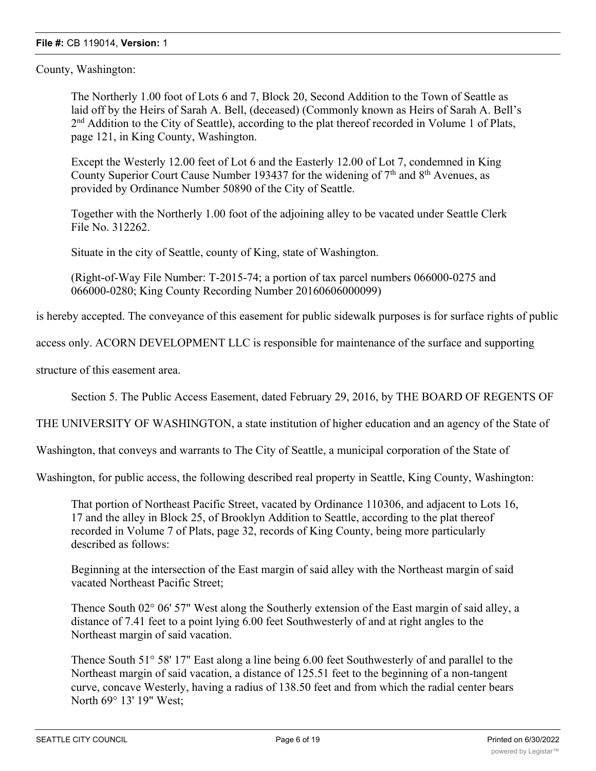County, Washington:

> The Northerly 1.00 foot of Lots 6 and 7, Block 20, Second Addition to the Town of Seattle as laid off by the Heirs of Sarah A. Bell, (deceased) (Commonly known as Heirs of Sarah A. Bell's 2nd Addition to the City of Seattle), according to the plat thereof recorded in Volume 1 of Plats, page 121, in King County, Washington.
>
> Except the Westerly 12.00 feet of Lot 6 and the Easterly 12.00 of Lot 7, condemned in King County Superior Court Cause Number 193437 for the widening of 7th and 8th Avenues, as provided by Ordinance Number 50890 of the City of Seattle.
>
> Together with the Northerly 1.00 foot of the adjoining alley to be vacated under Seattle Clerk File No. 312262.
>
> Situate in the city of Seattle, county of King, state of Washington.
>
> (Right-of-Way File Number: T-2015-74; a portion of tax parcel numbers 066000-0275 and 066000-0280; King County Recording Number 20160606000099)

is hereby accepted. The conveyance of this easement for public sidewalk purposes is for surface rights of public access only. ACORN DEVELOPMENT LLC is responsible for maintenance of the surface and supporting structure of this easement area.

Section 5. The Public Access Easement, dated February 29, 2016, by THE BOARD OF REGENTS OF THE UNIVERSITY OF WASHINGTON, a state institution of higher education and an agency of the State of Washington, that conveys and warrants to The City of Seattle, a municipal corporation of the State of Washington, for public access, the following described real property in Seattle, King County, Washington:

> That portion of Northeast Pacific Street, vacated by Ordinance 110306, and adjacent to Lots 16, 17 and the alley in Block 25, of Brooklyn Addition to Seattle, according to the plat thereof recorded in Volume 7 of Plats, page 32, records of King County, being more particularly described as follows:
>
> Beginning at the intersection of the East margin of said alley with the Northeast margin of said vacated Northeast Pacific Street;
>
> Thence South 02° 06' 57" West along the Southerly extension of the East margin of said alley, a distance of 7.41 feet to a point lying 6.00 feet Southwesterly of and at right angles to the Northeast margin of said vacation.
>
> Thence South 51° 58' 17" East along a line being 6.00 feet Southwesterly of and parallel to the Northeast margin of said vacation, a distance of 125.51 feet to the beginning of a non-tangent curve, concave Westerly, having a radius of 138.50 feet and from which the radial center bears North 69° 13' 19" West;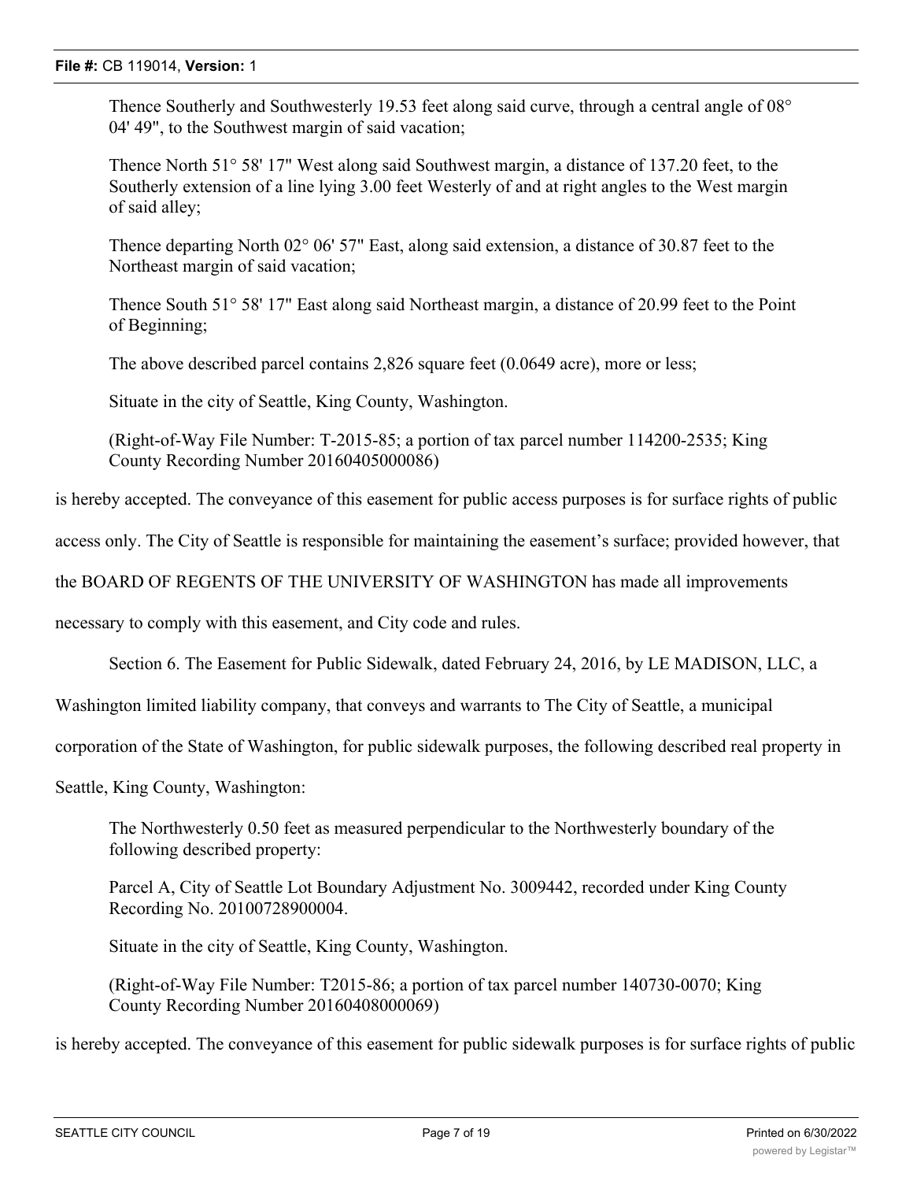Thence Southerly and Southwesterly 19.53 feet along said curve, through a central angle of 08° 04' 49", to the Southwest margin of said vacation;

Thence North 51° 58' 17" West along said Southwest margin, a distance of 137.20 feet, to the Southerly extension of a line lying 3.00 feet Westerly of and at right angles to the West margin of said alley;

Thence departing North 02° 06' 57" East, along said extension, a distance of 30.87 feet to the Northeast margin of said vacation;

Thence South 51° 58' 17" East along said Northeast margin, a distance of 20.99 feet to the Point of Beginning;

The above described parcel contains 2,826 square feet (0.0649 acre), more or less;

Situate in the city of Seattle, King County, Washington.

(Right-of-Way File Number: T-2015-85; a portion of tax parcel number 114200-2535; King County Recording Number 20160405000086)

is hereby accepted. The conveyance of this easement for public access purposes is for surface rights of public access only. The City of Seattle is responsible for maintaining the easement's surface; provided however, that the BOARD OF REGENTS OF THE UNIVERSITY OF WASHINGTON has made all improvements necessary to comply with this easement, and City code and rules.

Section 6. The Easement for Public Sidewalk, dated February 24, 2016, by LE MADISON, LLC, a Washington limited liability company, that conveys and warrants to The City of Seattle, a municipal corporation of the State of Washington, for public sidewalk purposes, the following described real property in Seattle, King County, Washington:

The Northwesterly 0.50 feet as measured perpendicular to the Northwesterly boundary of the following described property:

Parcel A, City of Seattle Lot Boundary Adjustment No. 3009442, recorded under King County Recording No. 20100728900004.

Situate in the city of Seattle, King County, Washington.

(Right-of-Way File Number: T2015-86; a portion of tax parcel number 140730-0070; King County Recording Number 20160408000069)

is hereby accepted. The conveyance of this easement for public sidewalk purposes is for surface rights of public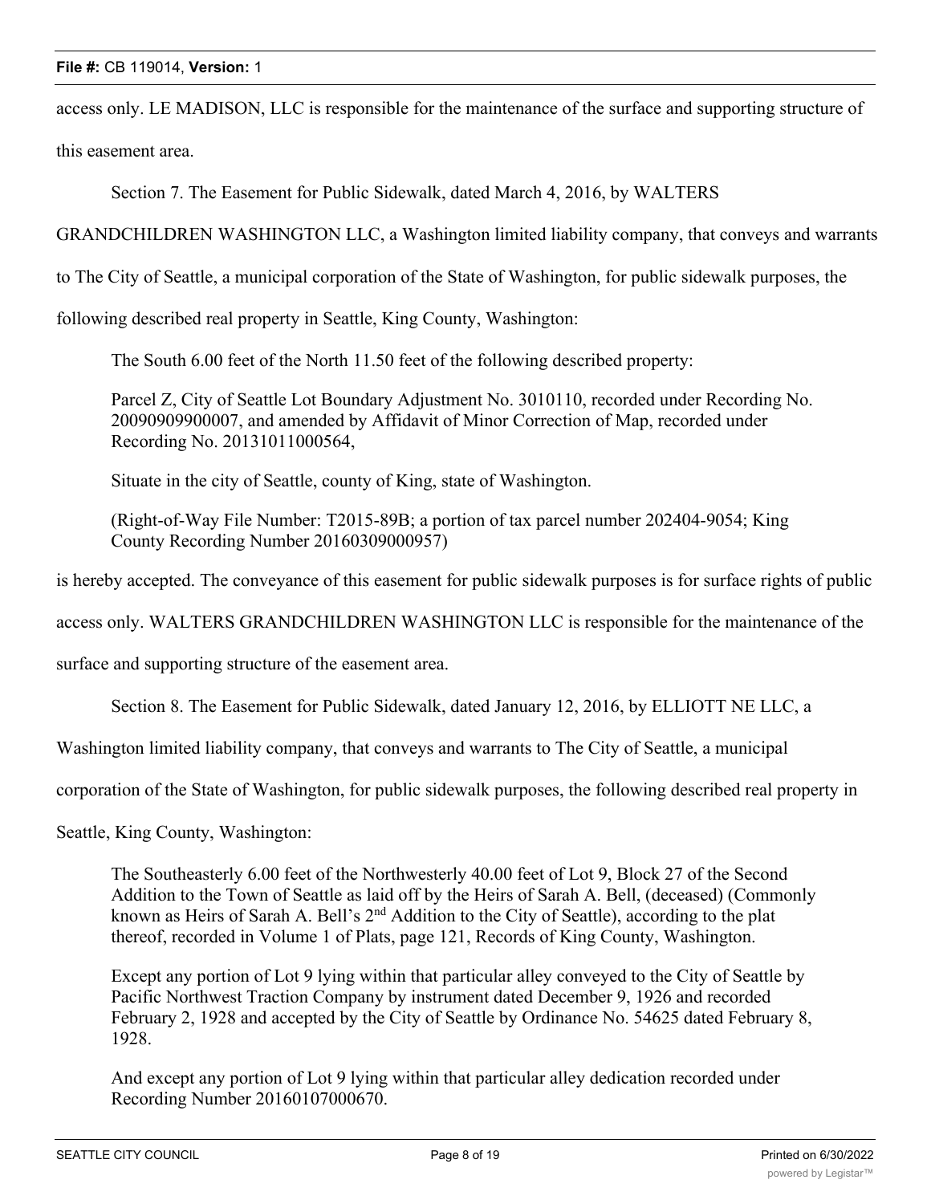access only. LE MADISON, LLC is responsible for the maintenance of the surface and supporting structure of this easement area.

Section 7. The Easement for Public Sidewalk, dated March 4, 2016, by WALTERS GRANDCHILDREN WASHINGTON LLC, a Washington limited liability company, that conveys and warrants to The City of Seattle, a municipal corporation of the State of Washington, for public sidewalk purposes, the following described real property in Seattle, King County, Washington:

> The South 6.00 feet of the North 11.50 feet of the following described property:
>
> Parcel Z, City of Seattle Lot Boundary Adjustment No. 3010110, recorded under Recording No. 20090909900007, and amended by Affidavit of Minor Correction of Map, recorded under Recording No. 20131011000564,
>
> Situate in the city of Seattle, county of King, state of Washington.
>
> (Right-of-Way File Number: T2015-89B; a portion of tax parcel number 202404-9054; King County Recording Number 20160309000957)

is hereby accepted. The conveyance of this easement for public sidewalk purposes is for surface rights of public access only. WALTERS GRANDCHILDREN WASHINGTON LLC is responsible for the maintenance of the surface and supporting structure of the easement area.

Section 8. The Easement for Public Sidewalk, dated January 12, 2016, by ELLIOTT NE LLC, a Washington limited liability company, that conveys and warrants to The City of Seattle, a municipal corporation of the State of Washington, for public sidewalk purposes, the following described real property in Seattle, King County, Washington:

> The Southeasterly 6.00 feet of the Northwesterly 40.00 feet of Lot 9, Block 27 of the Second Addition to the Town of Seattle as laid off by the Heirs of Sarah A. Bell, (deceased) (Commonly known as Heirs of Sarah A. Bell's 2nd Addition to the City of Seattle), according to the plat thereof, recorded in Volume 1 of Plats, page 121, Records of King County, Washington.
>
> Except any portion of Lot 9 lying within that particular alley conveyed to the City of Seattle by Pacific Northwest Traction Company by instrument dated December 9, 1926 and recorded February 2, 1928 and accepted by the City of Seattle by Ordinance No. 54625 dated February 8, 1928.
>
> And except any portion of Lot 9 lying within that particular alley dedication recorded under Recording Number 20160107000670.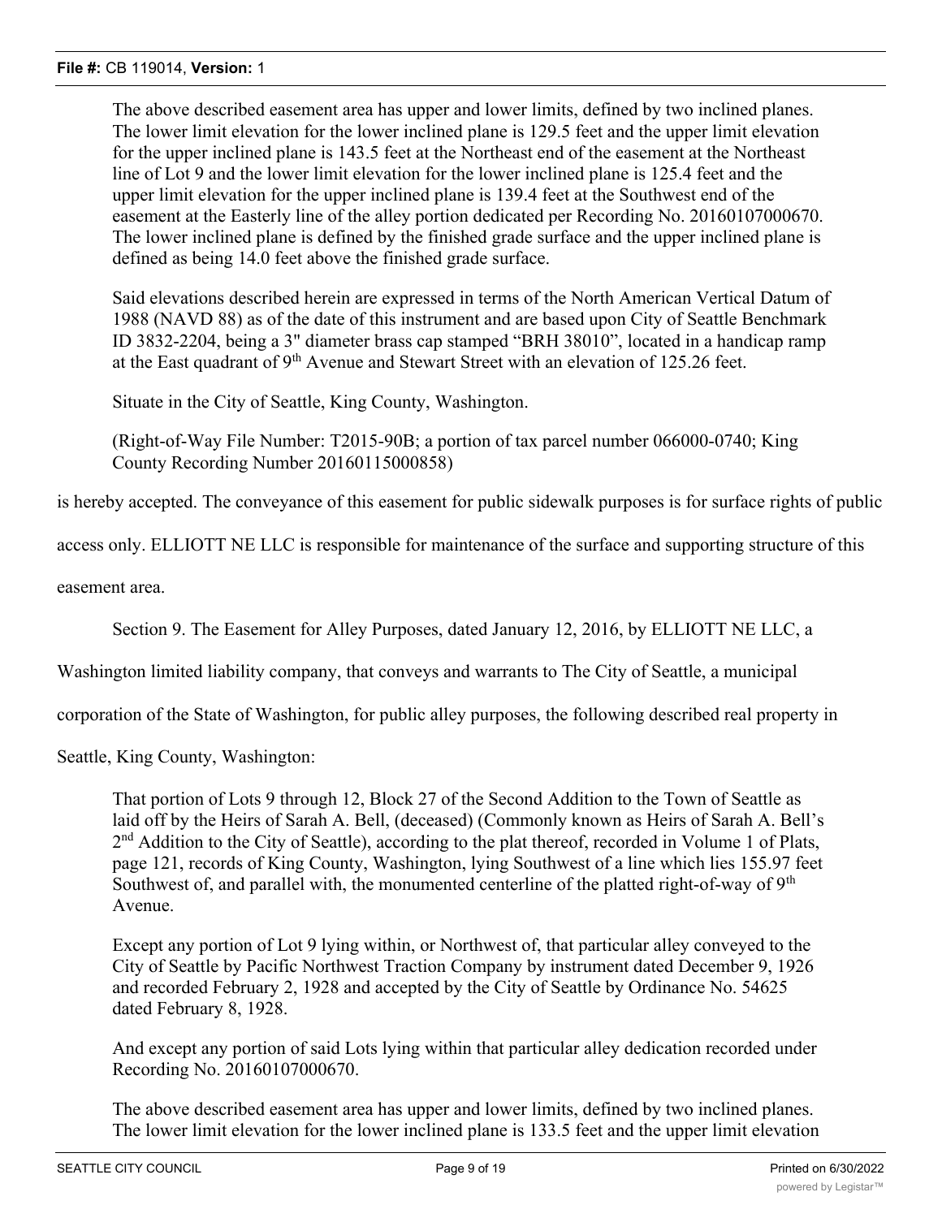The above described easement area has upper and lower limits, defined by two inclined planes. The lower limit elevation for the lower inclined plane is 129.5 feet and the upper limit elevation for the upper inclined plane is 143.5 feet at the Northeast end of the easement at the Northeast line of Lot 9 and the lower limit elevation for the lower inclined plane is 125.4 feet and the upper limit elevation for the upper inclined plane is 139.4 feet at the Southwest end of the easement at the Easterly line of the alley portion dedicated per Recording No. 20160107000670. The lower inclined plane is defined by the finished grade surface and the upper inclined plane is defined as being 14.0 feet above the finished grade surface.

Said elevations described herein are expressed in terms of the North American Vertical Datum of 1988 (NAVD 88) as of the date of this instrument and are based upon City of Seattle Benchmark ID 3832-2204, being a 3" diameter brass cap stamped "BRH 38010", located in a handicap ramp at the East quadrant of 9th Avenue and Stewart Street with an elevation of 125.26 feet.

Situate in the City of Seattle, King County, Washington.

(Right-of-Way File Number: T2015-90B; a portion of tax parcel number 066000-0740; King County Recording Number 20160115000858)

is hereby accepted. The conveyance of this easement for public sidewalk purposes is for surface rights of public access only. ELLIOTT NE LLC is responsible for maintenance of the surface and supporting structure of this easement area.

Section 9. The Easement for Alley Purposes, dated January 12, 2016, by ELLIOTT NE LLC, a Washington limited liability company, that conveys and warrants to The City of Seattle, a municipal corporation of the State of Washington, for public alley purposes, the following described real property in Seattle, King County, Washington:

That portion of Lots 9 through 12, Block 27 of the Second Addition to the Town of Seattle as laid off by the Heirs of Sarah A. Bell, (deceased) (Commonly known as Heirs of Sarah A. Bell's 2nd Addition to the City of Seattle), according to the plat thereof, recorded in Volume 1 of Plats, page 121, records of King County, Washington, lying Southwest of a line which lies 155.97 feet Southwest of, and parallel with, the monumented centerline of the platted right-of-way of 9th Avenue.

Except any portion of Lot 9 lying within, or Northwest of, that particular alley conveyed to the City of Seattle by Pacific Northwest Traction Company by instrument dated December 9, 1926 and recorded February 2, 1928 and accepted by the City of Seattle by Ordinance No. 54625 dated February 8, 1928.

And except any portion of said Lots lying within that particular alley dedication recorded under Recording No. 20160107000670.

The above described easement area has upper and lower limits, defined by two inclined planes. The lower limit elevation for the lower inclined plane is 133.5 feet and the upper limit elevation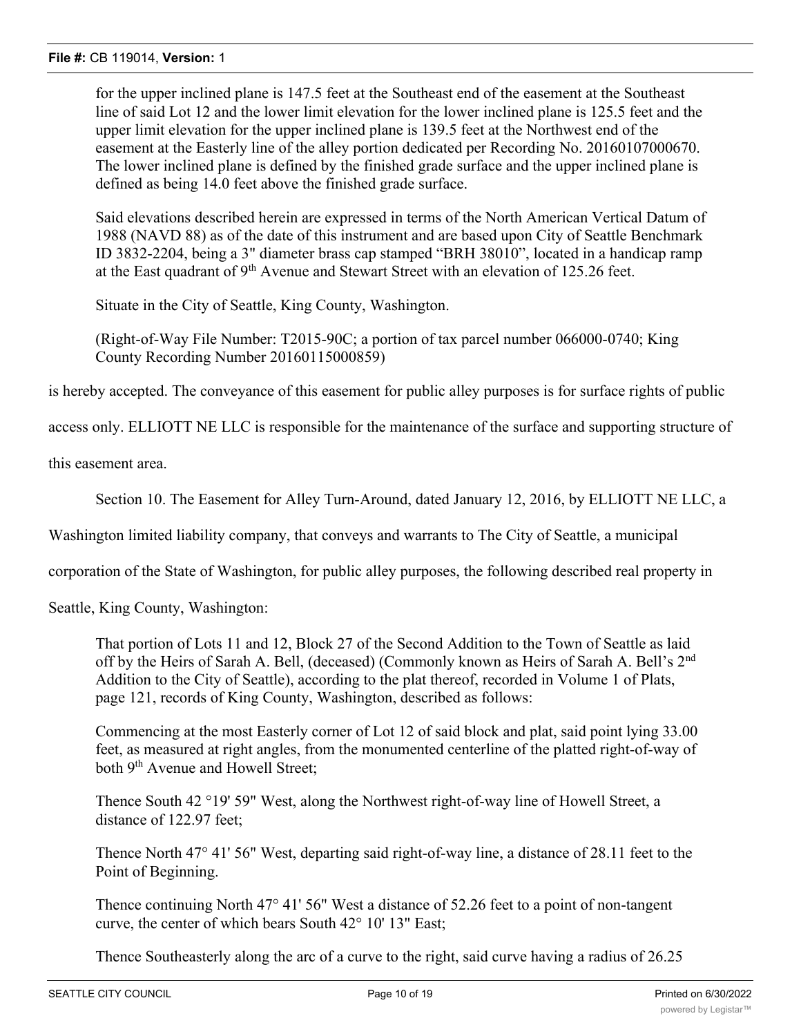for the upper inclined plane is 147.5 feet at the Southeast end of the easement at the Southeast line of said Lot 12 and the lower limit elevation for the lower inclined plane is 125.5 feet and the upper limit elevation for the upper inclined plane is 139.5 feet at the Northwest end of the easement at the Easterly line of the alley portion dedicated per Recording No. 20160107000670. The lower inclined plane is defined by the finished grade surface and the upper inclined plane is defined as being 14.0 feet above the finished grade surface.

Said elevations described herein are expressed in terms of the North American Vertical Datum of 1988 (NAVD 88) as of the date of this instrument and are based upon City of Seattle Benchmark ID 3832-2204, being a 3" diameter brass cap stamped "BRH 38010", located in a handicap ramp at the East quadrant of 9th Avenue and Stewart Street with an elevation of 125.26 feet.

Situate in the City of Seattle, King County, Washington.

(Right-of-Way File Number: T2015-90C; a portion of tax parcel number 066000-0740; King County Recording Number 20160115000859)

is hereby accepted. The conveyance of this easement for public alley purposes is for surface rights of public access only. ELLIOTT NE LLC is responsible for the maintenance of the surface and supporting structure of this easement area.

Section 10. The Easement for Alley Turn-Around, dated January 12, 2016, by ELLIOTT NE LLC, a Washington limited liability company, that conveys and warrants to The City of Seattle, a municipal corporation of the State of Washington, for public alley purposes, the following described real property in Seattle, King County, Washington:

That portion of Lots 11 and 12, Block 27 of the Second Addition to the Town of Seattle as laid off by the Heirs of Sarah A. Bell, (deceased) (Commonly known as Heirs of Sarah A. Bell's 2nd Addition to the City of Seattle), according to the plat thereof, recorded in Volume 1 of Plats, page 121, records of King County, Washington, described as follows:

Commencing at the most Easterly corner of Lot 12 of said block and plat, said point lying 33.00 feet, as measured at right angles, from the monumented centerline of the platted right-of-way of both 9th Avenue and Howell Street;

Thence South 42 °19' 59" West, along the Northwest right-of-way line of Howell Street, a distance of 122.97 feet;

Thence North 47° 41' 56" West, departing said right-of-way line, a distance of 28.11 feet to the Point of Beginning.

Thence continuing North 47° 41' 56" West a distance of 52.26 feet to a point of non-tangent curve, the center of which bears South 42° 10' 13" East;

Thence Southeasterly along the arc of a curve to the right, said curve having a radius of 26.25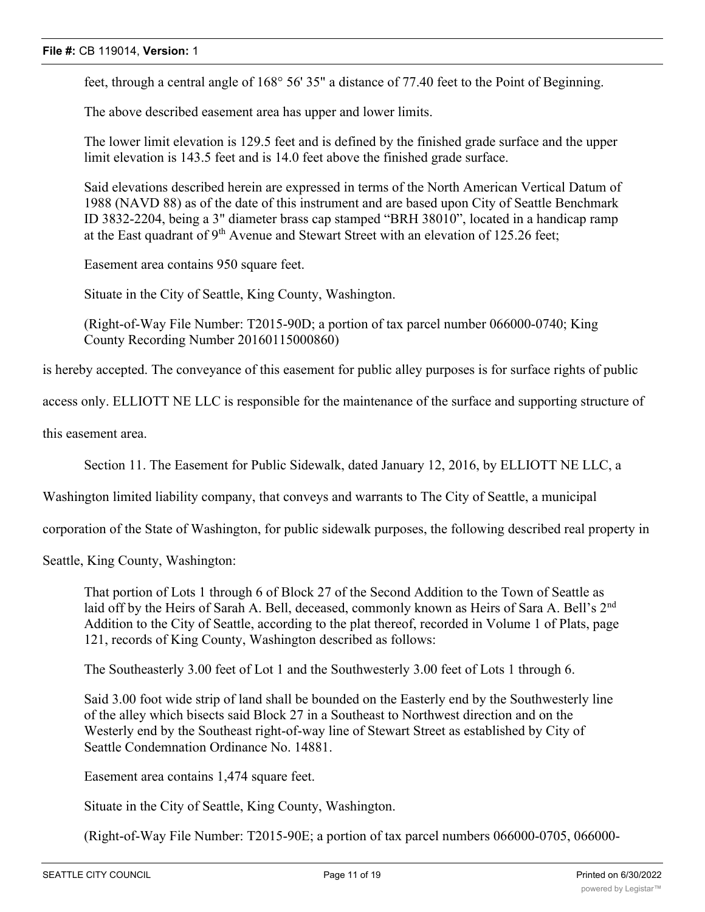feet, through a central angle of 168° 56' 35" a distance of 77.40 feet to the Point of Beginning.

The above described easement area has upper and lower limits.

The lower limit elevation is 129.5 feet and is defined by the finished grade surface and the upper limit elevation is 143.5 feet and is 14.0 feet above the finished grade surface.

Said elevations described herein are expressed in terms of the North American Vertical Datum of 1988 (NAVD 88) as of the date of this instrument and are based upon City of Seattle Benchmark ID 3832-2204, being a 3" diameter brass cap stamped "BRH 38010", located in a handicap ramp at the East quadrant of 9th Avenue and Stewart Street with an elevation of 125.26 feet;

Easement area contains 950 square feet.

Situate in the City of Seattle, King County, Washington.

(Right-of-Way File Number: T2015-90D; a portion of tax parcel number 066000-0740; King County Recording Number 20160115000860)

is hereby accepted. The conveyance of this easement for public alley purposes is for surface rights of public access only. ELLIOTT NE LLC is responsible for the maintenance of the surface and supporting structure of this easement area.

Section 11. The Easement for Public Sidewalk, dated January 12, 2016, by ELLIOTT NE LLC, a Washington limited liability company, that conveys and warrants to The City of Seattle, a municipal corporation of the State of Washington, for public sidewalk purposes, the following described real property in Seattle, King County, Washington:

That portion of Lots 1 through 6 of Block 27 of the Second Addition to the Town of Seattle as laid off by the Heirs of Sarah A. Bell, deceased, commonly known as Heirs of Sara A. Bell's 2nd Addition to the City of Seattle, according to the plat thereof, recorded in Volume 1 of Plats, page 121, records of King County, Washington described as follows:

The Southeasterly 3.00 feet of Lot 1 and the Southwesterly 3.00 feet of Lots 1 through 6.

Said 3.00 foot wide strip of land shall be bounded on the Easterly end by the Southwesterly line of the alley which bisects said Block 27 in a Southeast to Northwest direction and on the Westerly end by the Southeast right-of-way line of Stewart Street as established by City of Seattle Condemnation Ordinance No. 14881.

Easement area contains 1,474 square feet.

Situate in the City of Seattle, King County, Washington.

(Right-of-Way File Number: T2015-90E; a portion of tax parcel numbers 066000-0705, 066000-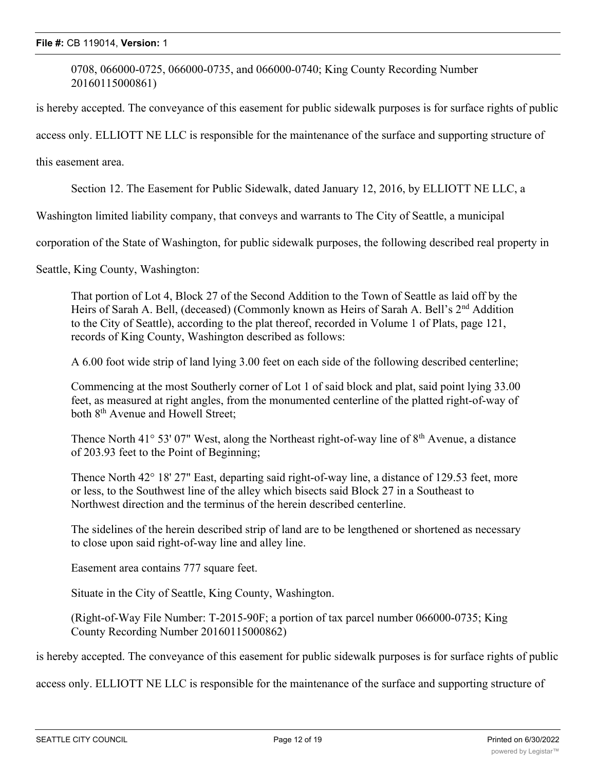0708, 066000-0725, 066000-0735, and 066000-0740; King County Recording Number 20160115000861)

is hereby accepted. The conveyance of this easement for public sidewalk purposes is for surface rights of public access only. ELLIOTT NE LLC is responsible for the maintenance of the surface and supporting structure of this easement area.

Section 12. The Easement for Public Sidewalk, dated January 12, 2016, by ELLIOTT NE LLC, a Washington limited liability company, that conveys and warrants to The City of Seattle, a municipal corporation of the State of Washington, for public sidewalk purposes, the following described real property in Seattle, King County, Washington:

> That portion of Lot 4, Block 27 of the Second Addition to the Town of Seattle as laid off by the Heirs of Sarah A. Bell, (deceased) (Commonly known as Heirs of Sarah A. Bell's 2nd Addition to the City of Seattle), according to the plat thereof, recorded in Volume 1 of Plats, page 121, records of King County, Washington described as follows:
>
> A 6.00 foot wide strip of land lying 3.00 feet on each side of the following described centerline;
>
> Commencing at the most Southerly corner of Lot 1 of said block and plat, said point lying 33.00 feet, as measured at right angles, from the monumented centerline of the platted right-of-way of both 8th Avenue and Howell Street;
>
> Thence North 41° 53' 07" West, along the Northeast right-of-way line of 8th Avenue, a distance of 203.93 feet to the Point of Beginning;
>
> Thence North 42° 18' 27" East, departing said right-of-way line, a distance of 129.53 feet, more or less, to the Southwest line of the alley which bisects said Block 27 in a Southeast to Northwest direction and the terminus of the herein described centerline.
>
> The sidelines of the herein described strip of land are to be lengthened or shortened as necessary to close upon said right-of-way line and alley line.
>
> Easement area contains 777 square feet.
>
> Situate in the City of Seattle, King County, Washington.
>
> (Right-of-Way File Number: T-2015-90F; a portion of tax parcel number 066000-0735; King County Recording Number 20160115000862)

is hereby accepted. The conveyance of this easement for public sidewalk purposes is for surface rights of public access only. ELLIOTT NE LLC is responsible for the maintenance of the surface and supporting structure of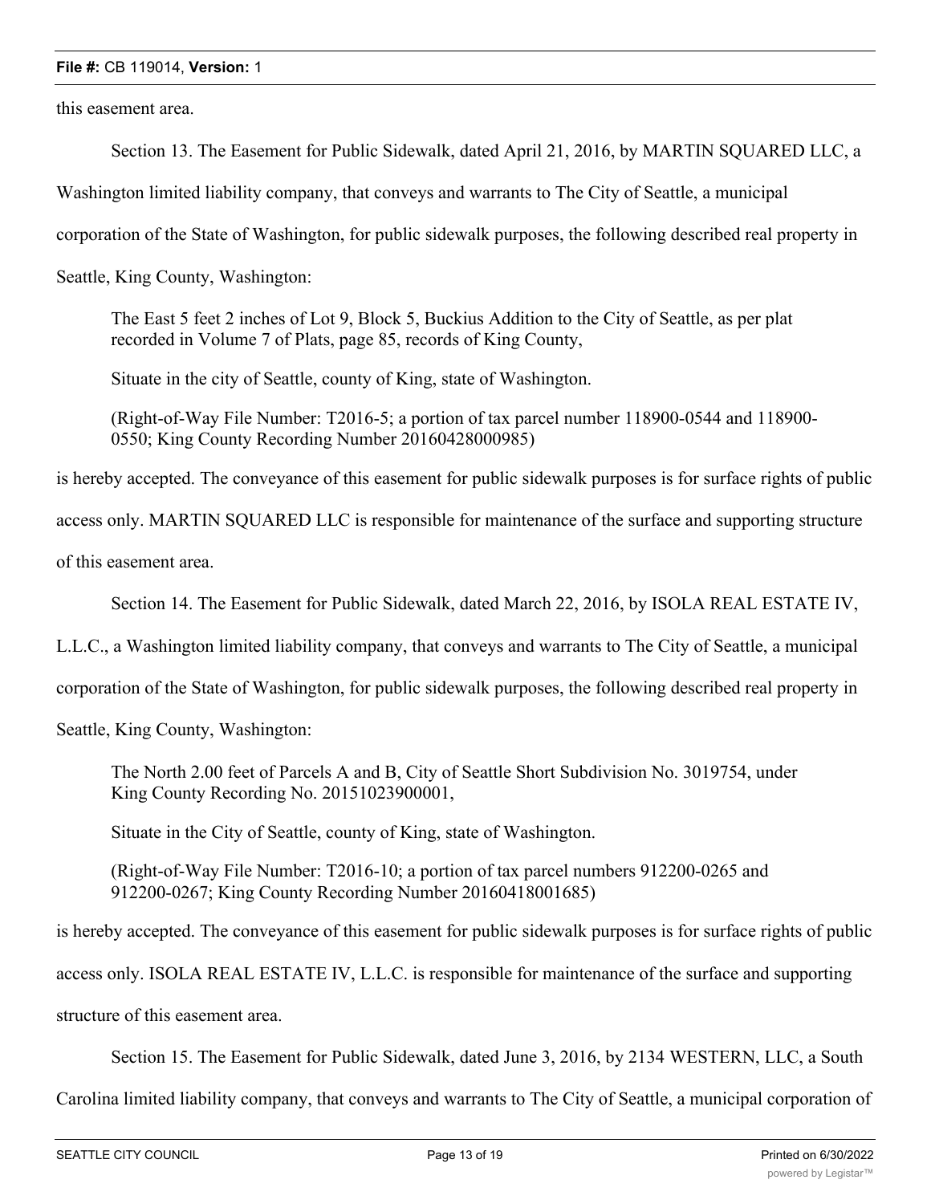this easement area.

Section 13. The Easement for Public Sidewalk, dated April 21, 2016, by MARTIN SQUARED LLC, a Washington limited liability company, that conveys and warrants to The City of Seattle, a municipal corporation of the State of Washington, for public sidewalk purposes, the following described real property in Seattle, King County, Washington:

> The East 5 feet 2 inches of Lot 9, Block 5, Buckius Addition to the City of Seattle, as per plat recorded in Volume 7 of Plats, page 85, records of King County,
>
> Situate in the city of Seattle, county of King, state of Washington.
>
> (Right-of-Way File Number: T2016-5; a portion of tax parcel number 118900-0544 and 118900-0550; King County Recording Number 20160428000985)

is hereby accepted. The conveyance of this easement for public sidewalk purposes is for surface rights of public access only. MARTIN SQUARED LLC is responsible for maintenance of the surface and supporting structure of this easement area.

Section 14. The Easement for Public Sidewalk, dated March 22, 2016, by ISOLA REAL ESTATE IV, L.L.C., a Washington limited liability company, that conveys and warrants to The City of Seattle, a municipal corporation of the State of Washington, for public sidewalk purposes, the following described real property in Seattle, King County, Washington:

> The North 2.00 feet of Parcels A and B, City of Seattle Short Subdivision No. 3019754, under King County Recording No. 20151023900001,
>
> Situate in the City of Seattle, county of King, state of Washington.
>
> (Right-of-Way File Number: T2016-10; a portion of tax parcel numbers 912200-0265 and 912200-0267; King County Recording Number 20160418001685)

is hereby accepted. The conveyance of this easement for public sidewalk purposes is for surface rights of public access only. ISOLA REAL ESTATE IV, L.L.C. is responsible for maintenance of the surface and supporting structure of this easement area.

Section 15. The Easement for Public Sidewalk, dated June 3, 2016, by 2134 WESTERN, LLC, a South Carolina limited liability company, that conveys and warrants to The City of Seattle, a municipal corporation of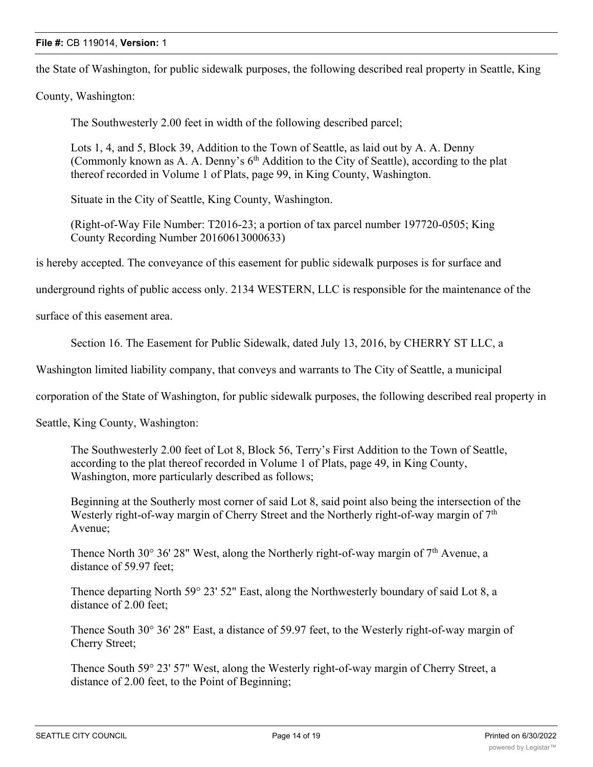the State of Washington, for public sidewalk purposes, the following described real property in Seattle, King County, Washington:

> The Southwesterly 2.00 feet in width of the following described parcel;
>
> Lots 1, 4, and 5, Block 39, Addition to the Town of Seattle, as laid out by A. A. Denny (Commonly known as A. A. Denny's 6th Addition to the City of Seattle), according to the plat thereof recorded in Volume 1 of Plats, page 99, in King County, Washington.
>
> Situate in the City of Seattle, King County, Washington.
>
> (Right-of-Way File Number: T2016-23; a portion of tax parcel number 197720-0505; King County Recording Number 20160613000633)

is hereby accepted. The conveyance of this easement for public sidewalk purposes is for surface and underground rights of public access only. 2134 WESTERN, LLC is responsible for the maintenance of the surface of this easement area.

Section 16. The Easement for Public Sidewalk, dated July 13, 2016, by CHERRY ST LLC, a Washington limited liability company, that conveys and warrants to The City of Seattle, a municipal corporation of the State of Washington, for public sidewalk purposes, the following described real property in Seattle, King County, Washington:

> The Southwesterly 2.00 feet of Lot 8, Block 56, Terry's First Addition to the Town of Seattle, according to the plat thereof recorded in Volume 1 of Plats, page 49, in King County, Washington, more particularly described as follows;
>
> Beginning at the Southerly most corner of said Lot 8, said point also being the intersection of the Westerly right-of-way margin of Cherry Street and the Northerly right-of-way margin of 7th Avenue;
>
> Thence North 30° 36' 28" West, along the Northerly right-of-way margin of 7th Avenue, a distance of 59.97 feet;
>
> Thence departing North 59° 23' 52" East, along the Northwesterly boundary of said Lot 8, a distance of 2.00 feet;
>
> Thence South 30° 36' 28" East, a distance of 59.97 feet, to the Westerly right-of-way margin of Cherry Street;
>
> Thence South 59° 23' 57" West, along the Westerly right-of-way margin of Cherry Street, a distance of 2.00 feet, to the Point of Beginning;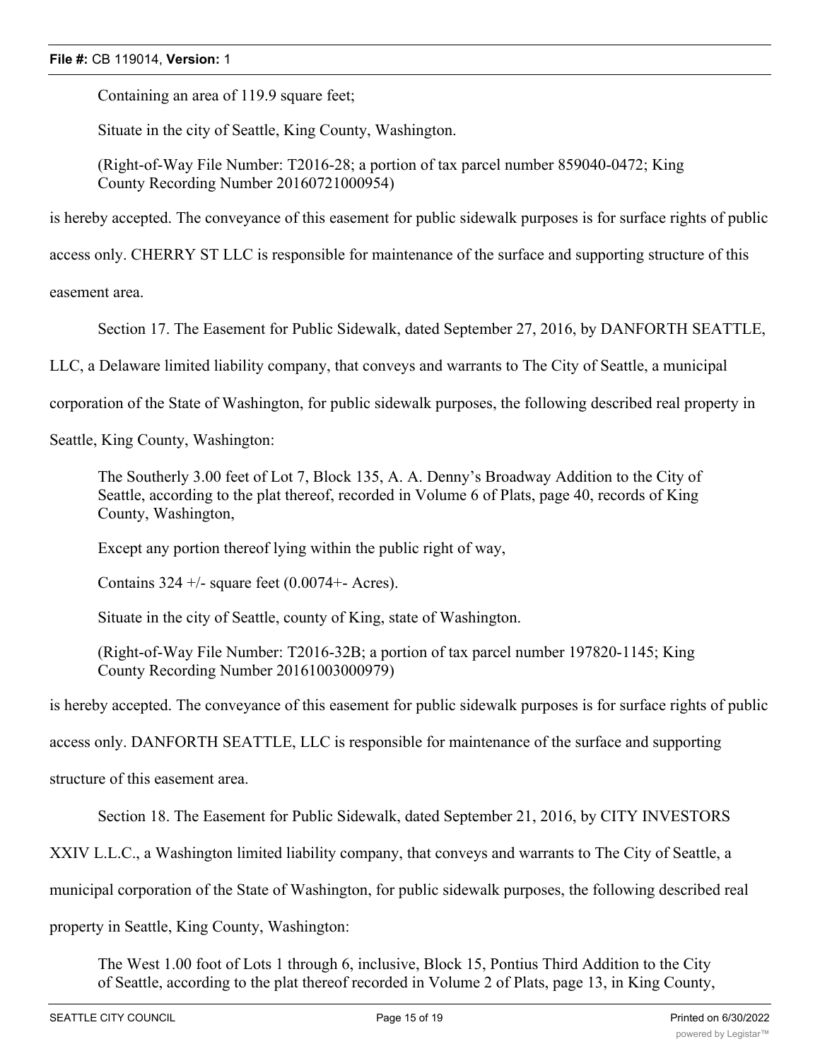Containing an area of 119.9 square feet;

Situate in the city of Seattle, King County, Washington.

(Right-of-Way File Number: T2016-28; a portion of tax parcel number 859040-0472; King County Recording Number 20160721000954)

is hereby accepted. The conveyance of this easement for public sidewalk purposes is for surface rights of public access only. CHERRY ST LLC is responsible for maintenance of the surface and supporting structure of this easement area.

Section 17. The Easement for Public Sidewalk, dated September 27, 2016, by DANFORTH SEATTLE, LLC, a Delaware limited liability company, that conveys and warrants to The City of Seattle, a municipal corporation of the State of Washington, for public sidewalk purposes, the following described real property in Seattle, King County, Washington:

The Southerly 3.00 feet of Lot 7, Block 135, A. A. Denny's Broadway Addition to the City of Seattle, according to the plat thereof, recorded in Volume 6 of Plats, page 40, records of King County, Washington,

Except any portion thereof lying within the public right of way,

Contains 324 +/- square feet (0.0074+- Acres).

Situate in the city of Seattle, county of King, state of Washington.

(Right-of-Way File Number: T2016-32B; a portion of tax parcel number 197820-1145; King County Recording Number 20161003000979)

is hereby accepted. The conveyance of this easement for public sidewalk purposes is for surface rights of public access only. DANFORTH SEATTLE, LLC is responsible for maintenance of the surface and supporting structure of this easement area.

Section 18. The Easement for Public Sidewalk, dated September 21, 2016, by CITY INVESTORS XXIV L.L.C., a Washington limited liability company, that conveys and warrants to The City of Seattle, a municipal corporation of the State of Washington, for public sidewalk purposes, the following described real property in Seattle, King County, Washington:

The West 1.00 foot of Lots 1 through 6, inclusive, Block 15, Pontius Third Addition to the City of Seattle, according to the plat thereof recorded in Volume 2 of Plats, page 13, in King County,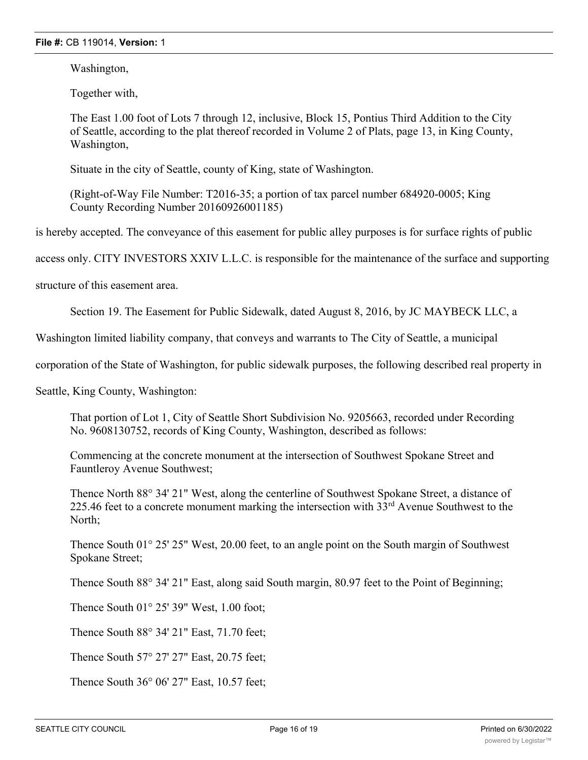Washington,

Together with,

The East 1.00 foot of Lots 7 through 12, inclusive, Block 15, Pontius Third Addition to the City of Seattle, according to the plat thereof recorded in Volume 2 of Plats, page 13, in King County, Washington,

Situate in the city of Seattle, county of King, state of Washington.

(Right-of-Way File Number: T2016-35; a portion of tax parcel number 684920-0005; King County Recording Number 20160926001185)

is hereby accepted. The conveyance of this easement for public alley purposes is for surface rights of public access only. CITY INVESTORS XXIV L.L.C. is responsible for the maintenance of the surface and supporting structure of this easement area.

Section 19. The Easement for Public Sidewalk, dated August 8, 2016, by JC MAYBECK LLC, a Washington limited liability company, that conveys and warrants to The City of Seattle, a municipal corporation of the State of Washington, for public sidewalk purposes, the following described real property in Seattle, King County, Washington:

That portion of Lot 1, City of Seattle Short Subdivision No. 9205663, recorded under Recording No. 9608130752, records of King County, Washington, described as follows:

Commencing at the concrete monument at the intersection of Southwest Spokane Street and Fauntleroy Avenue Southwest;

Thence North 88° 34' 21" West, along the centerline of Southwest Spokane Street, a distance of 225.46 feet to a concrete monument marking the intersection with 33rd Avenue Southwest to the North;

Thence South 01° 25' 25" West, 20.00 feet, to an angle point on the South margin of Southwest Spokane Street;

Thence South 88° 34' 21" East, along said South margin, 80.97 feet to the Point of Beginning;

Thence South 01° 25' 39" West, 1.00 foot;

Thence South 88° 34' 21" East, 71.70 feet;

Thence South 57° 27' 27" East, 20.75 feet;

Thence South 36° 06' 27" East, 10.57 feet;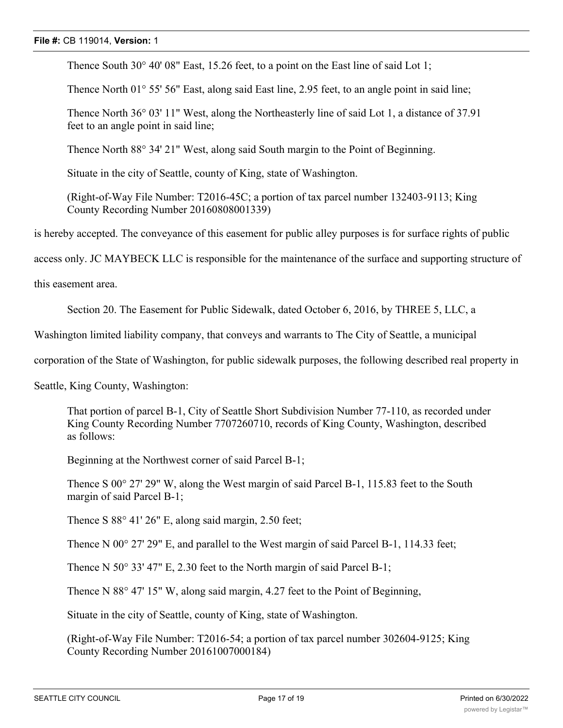Thence South 30° 40' 08" East, 15.26 feet, to a point on the East line of said Lot 1;

Thence North 01° 55' 56" East, along said East line, 2.95 feet, to an angle point in said line;

Thence North 36° 03' 11" West, along the Northeasterly line of said Lot 1, a distance of 37.91 feet to an angle point in said line;

Thence North 88° 34' 21" West, along said South margin to the Point of Beginning.

Situate in the city of Seattle, county of King, state of Washington.

(Right-of-Way File Number: T2016-45C; a portion of tax parcel number 132403-9113; King County Recording Number 20160808001339)

is hereby accepted. The conveyance of this easement for public alley purposes is for surface rights of public access only. JC MAYBECK LLC is responsible for the maintenance of the surface and supporting structure of this easement area.

Section 20. The Easement for Public Sidewalk, dated October 6, 2016, by THREE 5, LLC, a Washington limited liability company, that conveys and warrants to The City of Seattle, a municipal corporation of the State of Washington, for public sidewalk purposes, the following described real property in Seattle, King County, Washington:

That portion of parcel B-1, City of Seattle Short Subdivision Number 77-110, as recorded under King County Recording Number 7707260710, records of King County, Washington, described as follows:

Beginning at the Northwest corner of said Parcel B-1;

Thence S 00° 27' 29" W, along the West margin of said Parcel B-1, 115.83 feet to the South margin of said Parcel B-1;

Thence S 88° 41' 26" E, along said margin, 2.50 feet;

Thence N 00° 27' 29" E, and parallel to the West margin of said Parcel B-1, 114.33 feet;

Thence N 50° 33' 47" E, 2.30 feet to the North margin of said Parcel B-1;

Thence N 88° 47' 15" W, along said margin, 4.27 feet to the Point of Beginning,

Situate in the city of Seattle, county of King, state of Washington.

(Right-of-Way File Number: T2016-54; a portion of tax parcel number 302604-9125; King County Recording Number 20161007000184)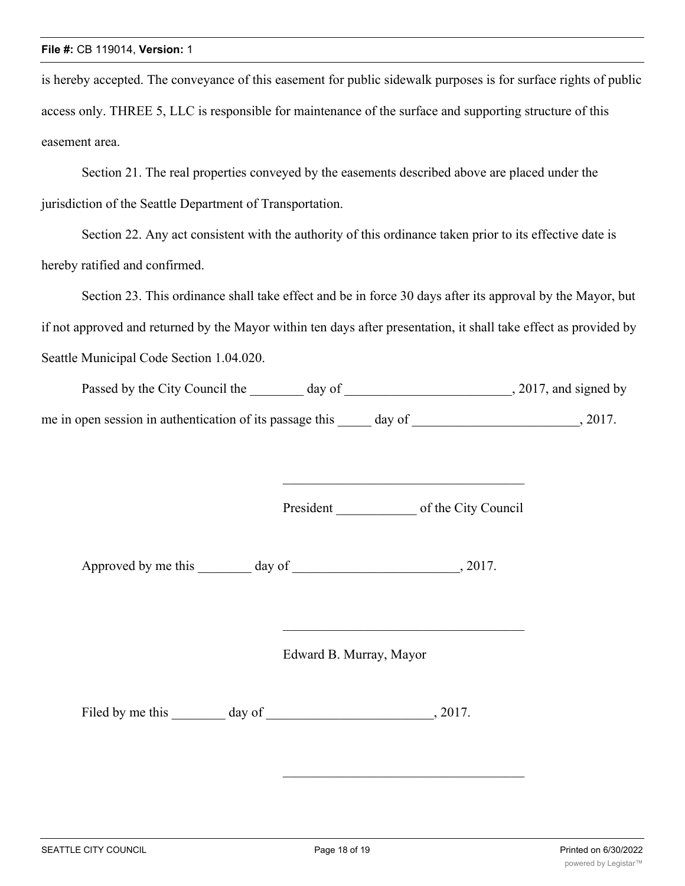is hereby accepted. The conveyance of this easement for public sidewalk purposes is for surface rights of public access only. THREE 5, LLC is responsible for maintenance of the surface and supporting structure of this easement area.

Section 21. The real properties conveyed by the easements described above are placed under the jurisdiction of the Seattle Department of Transportation.

Section 22. Any act consistent with the authority of this ordinance taken prior to its effective date is hereby ratified and confirmed.

Section 23. This ordinance shall take effect and be in force 30 days after its approval by the Mayor, but if not approved and returned by the Mayor within ten days after presentation, it shall take effect as provided by Seattle Municipal Code Section 1.04.020.

Passed by the City Council the ________ day of _________________________, 2017, and signed by me in open session in authentication of its passage this _____ day of _________________________, 2017.

____________________________________

President ____________ of the City Council

Approved by me this ________ day of _________________________, 2017.

____________________________________

Edward B. Murray, Mayor

Filed by me this ________ day of _________________________, 2017.

____________________________________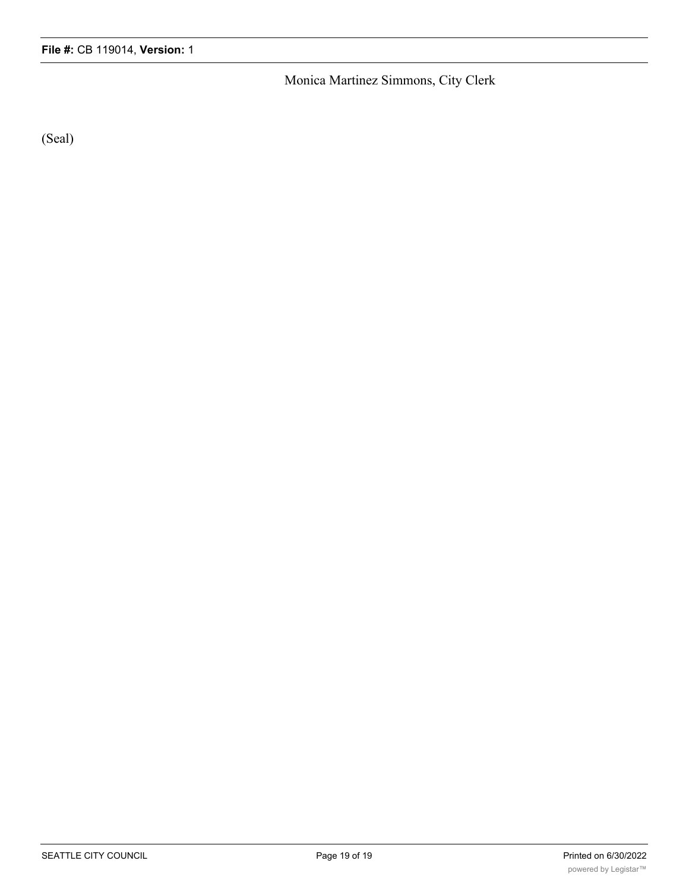Monica Martinez Simmons, City Clerk

(Seal)